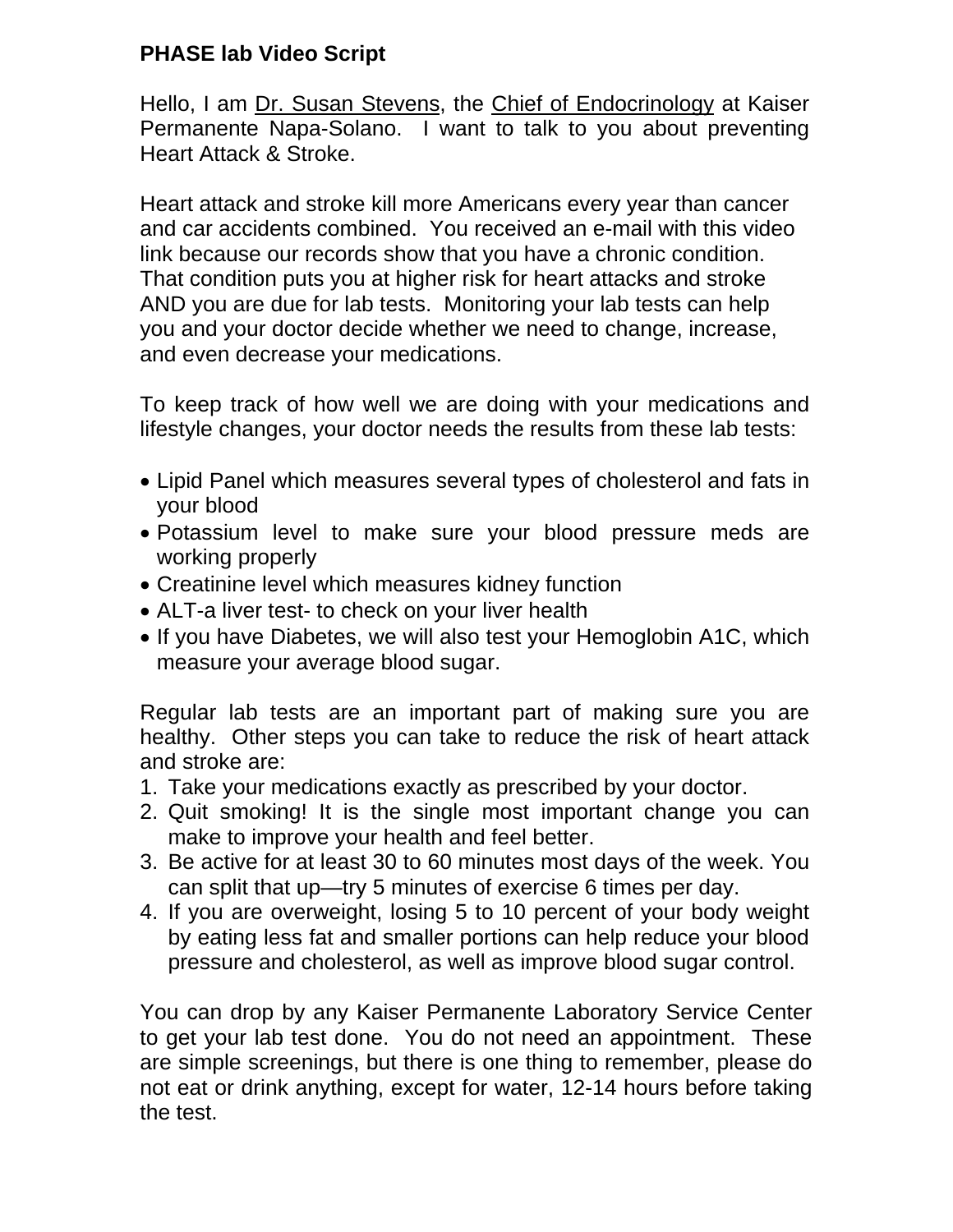**PHASE lab Video Script**

Hello, I am Dr. Susan Stevens, the Chief of Endocrinology at Kaiser Permanente Napa-Solano. I want to talk to you about preventing Heart Attack & Stroke.

Heart attack and stroke kill more Americans every year than cancer and car accidents combined. You received an e-mail with this video link because our records show that you have a chronic condition. That condition puts you at higher risk for heart attacks and stroke AND you are due for lab tests. Monitoring your lab tests can help you and your doctor decide whether we need to change, increase, and even decrease your medications.

To keep track of how well we are doing with your medications and lifestyle changes, your doctor needs the results from these lab tests:

- Lipid Panel which measures several types of cholesterol and fats in your blood
- Potassium level to make sure your blood pressure meds are working properly
- Creatinine level which measures kidney function
- ALT-a liver test- to check on your liver health
- If you have Diabetes, we will also test your Hemoglobin A1C, which measure your average blood sugar.

Regular lab tests are an important part of making sure you are healthy. Other steps you can take to reduce the risk of heart attack and stroke are:

1. Take your medications exactly as prescribed by your doctor.
2. Quit smoking! It is the single most important change you can make to improve your health and feel better.
3. Be active for at least 30 to 60 minutes most days of the week. You can split that up—try 5 minutes of exercise 6 times per day.
4. If you are overweight, losing 5 to 10 percent of your body weight by eating less fat and smaller portions can help reduce your blood pressure and cholesterol, as well as improve blood sugar control.

You can drop by any Kaiser Permanente Laboratory Service Center to get your lab test done. You do not need an appointment. These are simple screenings, but there is one thing to remember, please do not eat or drink anything, except for water, 12-14 hours before taking the test.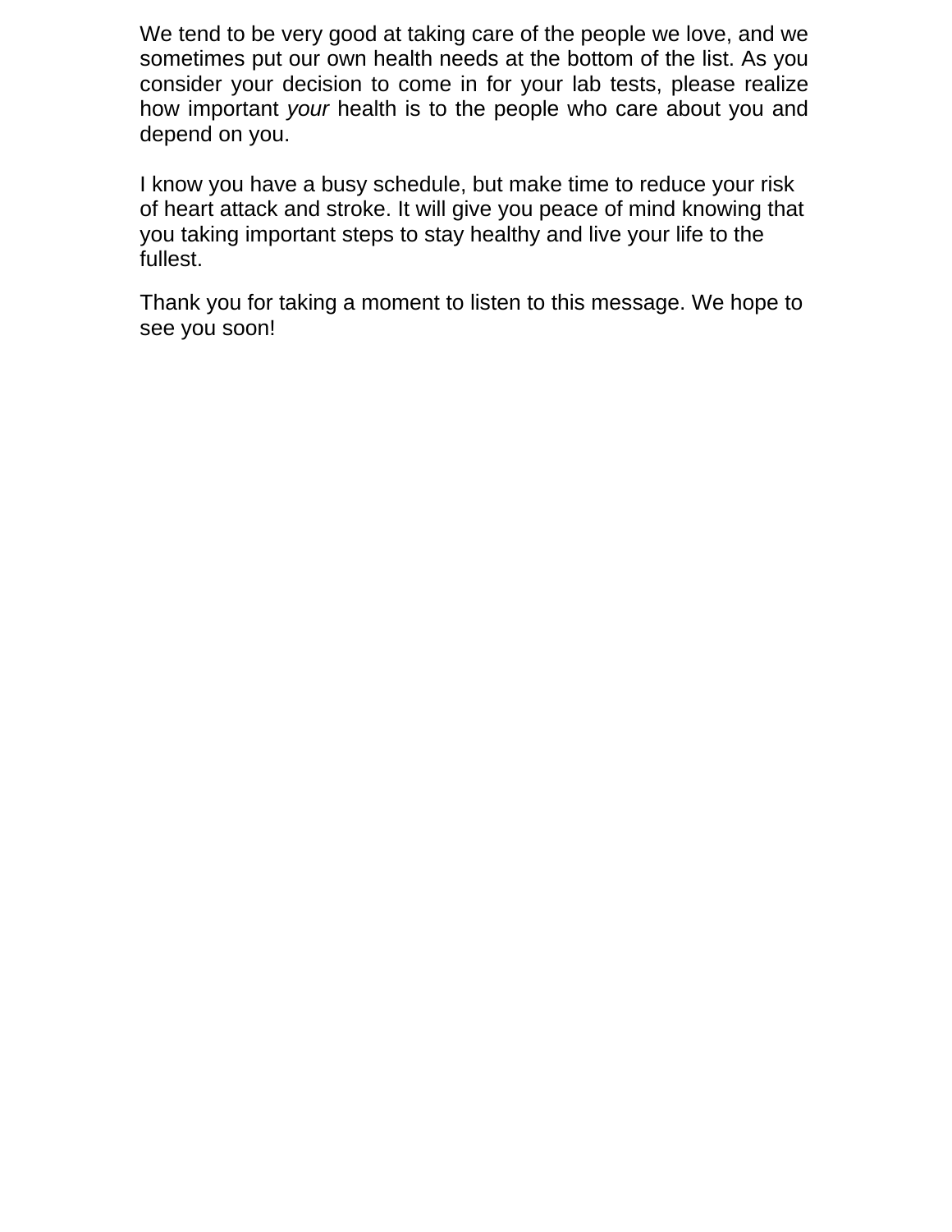We tend to be very good at taking care of the people we love, and we sometimes put our own health needs at the bottom of the list. As you consider your decision to come in for your lab tests, please realize how important *your* health is to the people who care about you and depend on you.

I know you have a busy schedule, but make time to reduce your risk of heart attack and stroke. It will give you peace of mind knowing that you taking important steps to stay healthy and live your life to the fullest.

Thank you for taking a moment to listen to this message. We hope to see you soon!